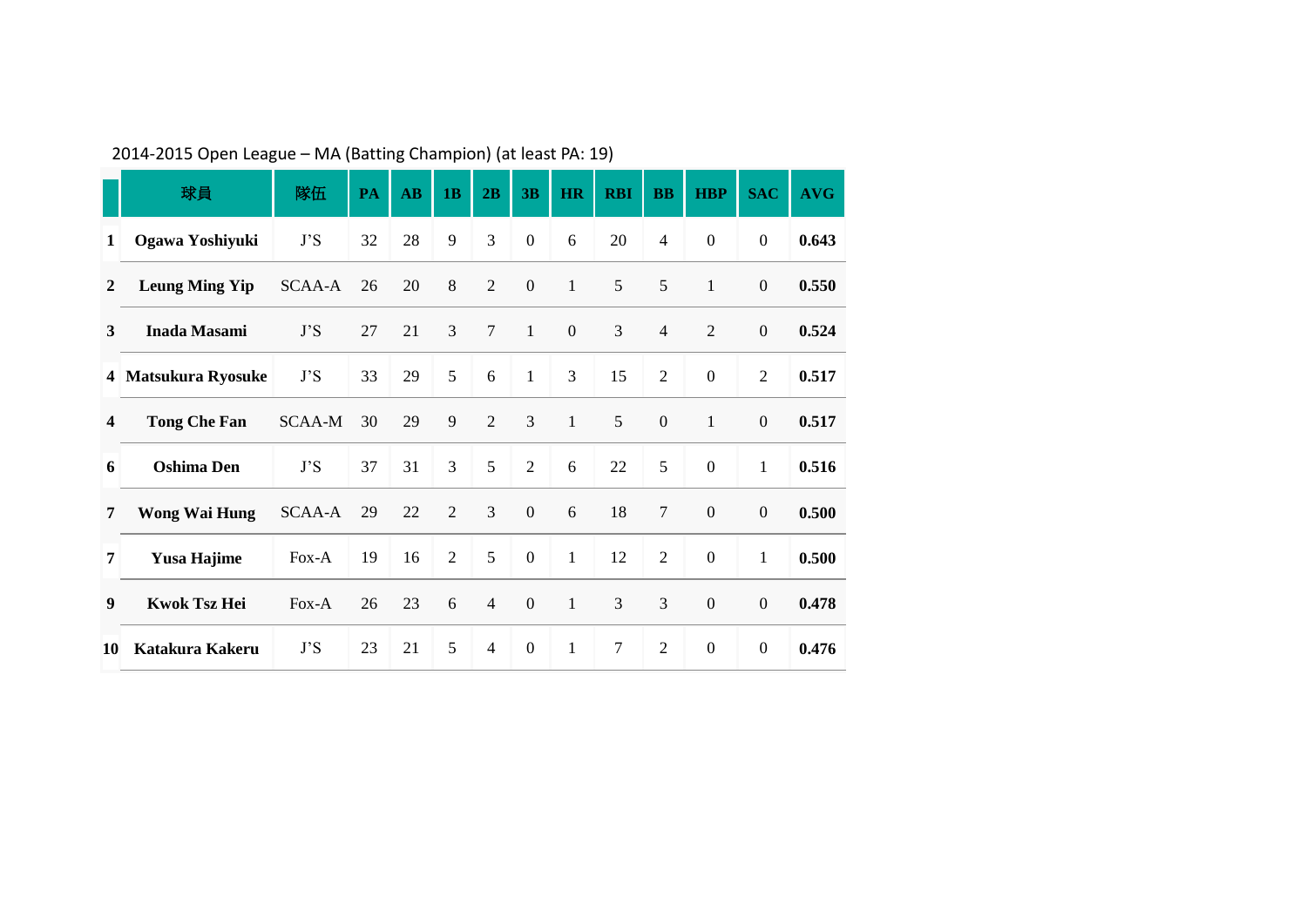2014-2015 Open League – MA (Batting Champion) (at least PA: 19)

| | 球員 | 隊伍 | PA | AB | 1B | 2B | 3B | HR | RBI | BB | HBP | SAC | AVG |
|---|---|---|---|---|---|---|---|---|---|---|---|---|---|
| **1** | **Ogawa Yoshiyuki** | J'S | 32 | 28 | 9 | 3 | 0 | 6 | 20 | 4 | 0 | 0 | **0.643** |
| **2** | **Leung Ming Yip** | SCAA-A | 26 | 20 | 8 | 2 | 0 | 1 | 5 | 5 | 1 | 0 | **0.550** |
| **3** | **Inada Masami** | J'S | 27 | 21 | 3 | 7 | 1 | 0 | 3 | 4 | 2 | 0 | **0.524** |
| **4** | **Matsukura Ryosuke** | J'S | 33 | 29 | 5 | 6 | 1 | 3 | 15 | 2 | 0 | 2 | **0.517** |
| **4** | **Tong Che Fan** | SCAA-M | 30 | 29 | 9 | 2 | 3 | 1 | 5 | 0 | 1 | 0 | **0.517** |
| **6** | **Oshima Den** | J'S | 37 | 31 | 3 | 5 | 2 | 6 | 22 | 5 | 0 | 1 | **0.516** |
| **7** | **Wong Wai Hung** | SCAA-A | 29 | 22 | 2 | 3 | 0 | 6 | 18 | 7 | 0 | 0 | **0.500** |
| **7** | **Yusa Hajime** | Fox-A | 19 | 16 | 2 | 5 | 0 | 1 | 12 | 2 | 0 | 1 | **0.500** |
| **9** | **Kwok Tsz Hei** | Fox-A | 26 | 23 | 6 | 4 | 0 | 1 | 3 | 3 | 0 | 0 | **0.478** |
| **10** | **Katakura Kakeru** | J'S | 23 | 21 | 5 | 4 | 0 | 1 | 7 | 2 | 0 | 0 | **0.476** |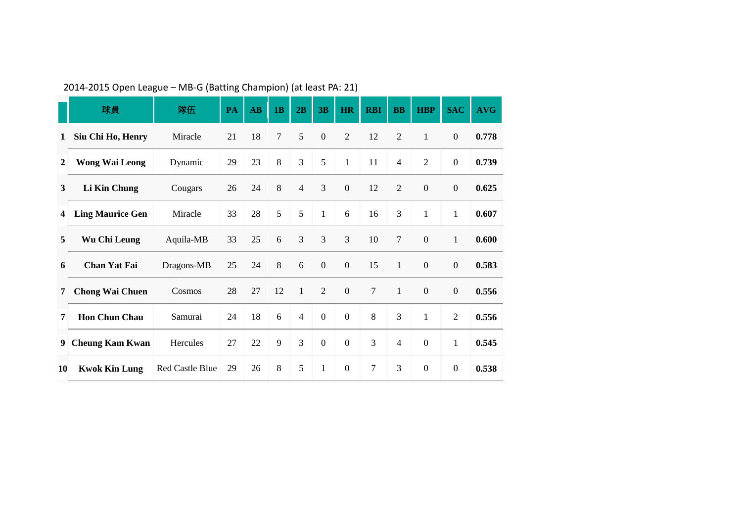2014-2015 Open League – MB-G (Batting Champion) (at least PA: 21)

| | 球員 | 隊伍 | PA | AB | 1B | 2B | 3B | HR | RBI | BB | HBP | SAC | AVG |
|---|---|---|---|---|---|---|---|---|---|---|---|---|---|
| 1 | **Siu Chi Ho, Henry** | Miracle | 21 | 18 | 7 | 5 | 0 | 2 | 12 | 2 | 1 | 0 | **0.778** |
| 2 | **Wong Wai Leong** | Dynamic | 29 | 23 | 8 | 3 | 5 | 1 | 11 | 4 | 2 | 0 | **0.739** |
| 3 | **Li Kin Chung** | Cougars | 26 | 24 | 8 | 4 | 3 | 0 | 12 | 2 | 0 | 0 | **0.625** |
| 4 | **Ling Maurice Gen** | Miracle | 33 | 28 | 5 | 5 | 1 | 6 | 16 | 3 | 1 | 1 | **0.607** |
| 5 | **Wu Chi Leung** | Aquila-MB | 33 | 25 | 6 | 3 | 3 | 3 | 10 | 7 | 0 | 1 | **0.600** |
| 6 | **Chan Yat Fai** | Dragons-MB | 25 | 24 | 8 | 6 | 0 | 0 | 15 | 1 | 0 | 0 | **0.583** |
| 7 | **Chong Wai Chuen** | Cosmos | 28 | 27 | 12 | 1 | 2 | 0 | 7 | 1 | 0 | 0 | **0.556** |
| 7 | **Hon Chun Chau** | Samurai | 24 | 18 | 6 | 4 | 0 | 0 | 8 | 3 | 1 | 2 | **0.556** |
| 9 | **Cheung Kam Kwan** | Hercules | 27 | 22 | 9 | 3 | 0 | 0 | 3 | 4 | 0 | 1 | **0.545** |
| 10 | **Kwok Kin Lung** | Red Castle Blue | 29 | 26 | 8 | 5 | 1 | 0 | 7 | 3 | 0 | 0 | **0.538** |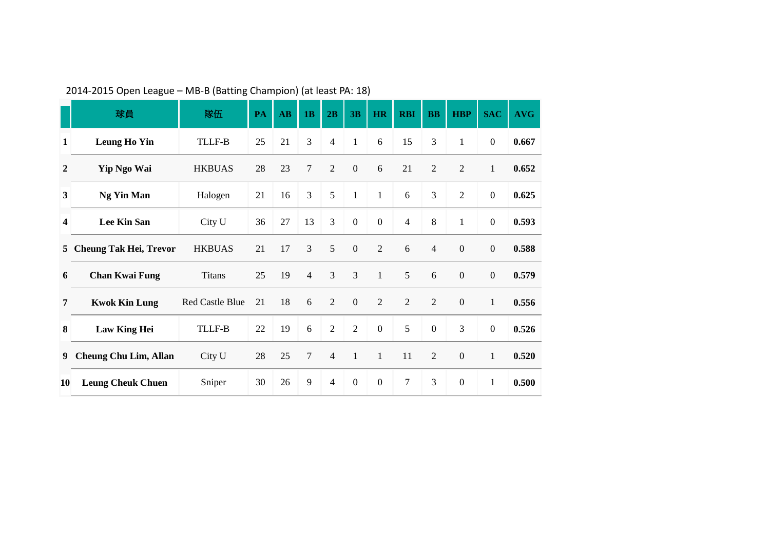2014-2015 Open League – MB-B (Batting Champion) (at least PA: 18)

| | 球員 | 隊伍 | PA | AB | 1B | 2B | 3B | HR | RBI | BB | HBP | SAC | AVG |
|---|---|---|---|---|---|---|---|---|---|---|---|---|---|
| **1** | **Leung Ho Yin** | TLLF-B | 25 | 21 | 3 | 4 | 1 | 6 | 15 | 3 | 1 | 0 | **0.667** |
| **2** | **Yip Ngo Wai** | HKBUAS | 28 | 23 | 7 | 2 | 0 | 6 | 21 | 2 | 2 | 1 | **0.652** |
| **3** | **Ng Yin Man** | Halogen | 21 | 16 | 3 | 5 | 1 | 1 | 6 | 3 | 2 | 0 | **0.625** |
| **4** | **Lee Kin San** | City U | 36 | 27 | 13 | 3 | 0 | 0 | 4 | 8 | 1 | 0 | **0.593** |
| **5** | **Cheung Tak Hei, Trevor** | HKBUAS | 21 | 17 | 3 | 5 | 0 | 2 | 6 | 4 | 0 | 0 | **0.588** |
| **6** | **Chan Kwai Fung** | Titans | 25 | 19 | 4 | 3 | 3 | 1 | 5 | 6 | 0 | 0 | **0.579** |
| **7** | **Kwok Kin Lung** | Red Castle Blue | 21 | 18 | 6 | 2 | 0 | 2 | 2 | 2 | 0 | 1 | **0.556** |
| **8** | **Law King Hei** | TLLF-B | 22 | 19 | 6 | 2 | 2 | 0 | 5 | 0 | 3 | 0 | **0.526** |
| **9** | **Cheung Chu Lim, Allan** | City U | 28 | 25 | 7 | 4 | 1 | 1 | 11 | 2 | 0 | 1 | **0.520** |
| **10** | **Leung Cheuk Chuen** | Sniper | 30 | 26 | 9 | 4 | 0 | 0 | 7 | 3 | 0 | 1 | **0.500** |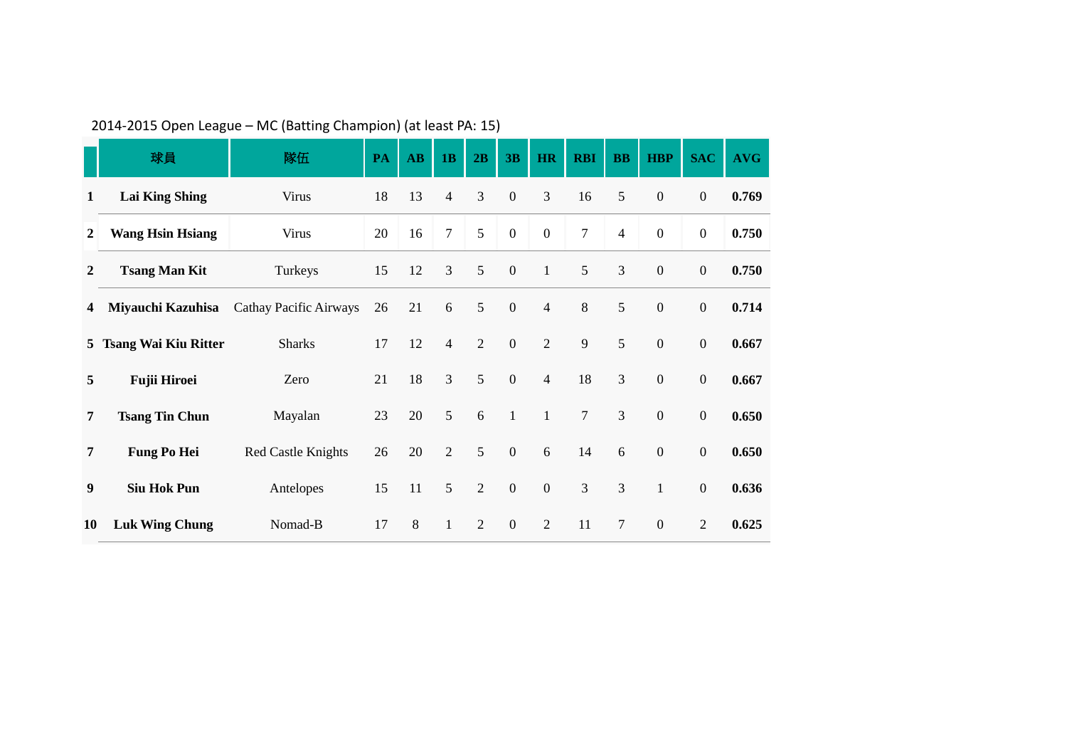2014-2015 Open League – MC (Batting Champion) (at least PA: 15)

| | 球員 | 隊伍 | PA | AB | 1B | 2B | 3B | HR | RBI | BB | HBP | SAC | AVG |
|---|---|---|---|---|---|---|---|---|---|---|---|---|---|
| **1** | **Lai King Shing** | Virus | 18 | 13 | 4 | 3 | 0 | 3 | 16 | 5 | 0 | 0 | **0.769** |
| **2** | **Wang Hsin Hsiang** | Virus | 20 | 16 | 7 | 5 | 0 | 0 | 7 | 4 | 0 | 0 | **0.750** |
| **2** | **Tsang Man Kit** | Turkeys | 15 | 12 | 3 | 5 | 0 | 1 | 5 | 3 | 0 | 0 | **0.750** |
| **4** | **Miyauchi Kazuhisa** | Cathay Pacific Airways | 26 | 21 | 6 | 5 | 0 | 4 | 8 | 5 | 0 | 0 | **0.714** |
| **5** | **Tsang Wai Kiu Ritter** | Sharks | 17 | 12 | 4 | 2 | 0 | 2 | 9 | 5 | 0 | 0 | **0.667** |
| **5** | **Fujii Hiroei** | Zero | 21 | 18 | 3 | 5 | 0 | 4 | 18 | 3 | 0 | 0 | **0.667** |
| **7** | **Tsang Tin Chun** | Mayalan | 23 | 20 | 5 | 6 | 1 | 1 | 7 | 3 | 0 | 0 | **0.650** |
| **7** | **Fung Po Hei** | Red Castle Knights | 26 | 20 | 2 | 5 | 0 | 6 | 14 | 6 | 0 | 0 | **0.650** |
| **9** | **Siu Hok Pun** | Antelopes | 15 | 11 | 5 | 2 | 0 | 0 | 3 | 3 | 1 | 0 | **0.636** |
| **10** | **Luk Wing Chung** | Nomad-B | 17 | 8 | 1 | 2 | 0 | 2 | 11 | 7 | 0 | 2 | **0.625** |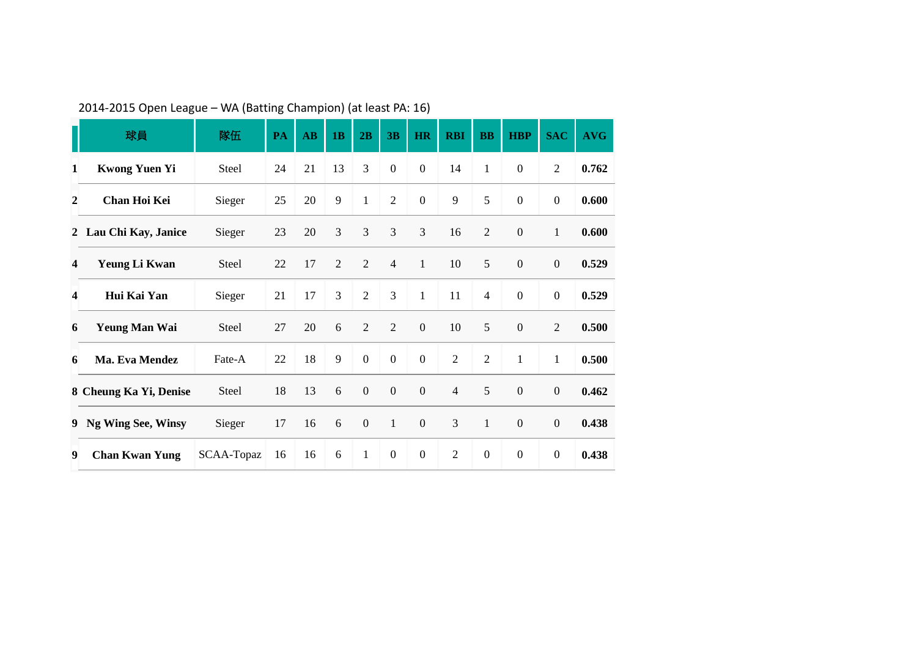2014-2015 Open League – WA (Batting Champion) (at least PA: 16)

| | 球員 | 隊伍 | PA | AB | 1B | 2B | 3B | HR | RBI | BB | HBP | SAC | AVG |
|---|---|---|---|---|---|---|---|---|---|---|---|---|---|
| **1** | **Kwong Yuen Yi** | Steel | 24 | 21 | 13 | 3 | 0 | 0 | 14 | 1 | 0 | 2 | **0.762** |
| **2** | **Chan Hoi Kei** | Sieger | 25 | 20 | 9 | 1 | 2 | 0 | 9 | 5 | 0 | 0 | **0.600** |
| **2** | **Lau Chi Kay, Janice** | Sieger | 23 | 20 | 3 | 3 | 3 | 3 | 16 | 2 | 0 | 1 | **0.600** |
| **4** | **Yeung Li Kwan** | Steel | 22 | 17 | 2 | 2 | 4 | 1 | 10 | 5 | 0 | 0 | **0.529** |
| **4** | **Hui Kai Yan** | Sieger | 21 | 17 | 3 | 2 | 3 | 1 | 11 | 4 | 0 | 0 | **0.529** |
| **6** | **Yeung Man Wai** | Steel | 27 | 20 | 6 | 2 | 2 | 0 | 10 | 5 | 0 | 2 | **0.500** |
| **6** | **Ma. Eva Mendez** | Fate-A | 22 | 18 | 9 | 0 | 0 | 0 | 2 | 2 | 1 | 1 | **0.500** |
| **8** | **Cheung Ka Yi, Denise** | Steel | 18 | 13 | 6 | 0 | 0 | 0 | 4 | 5 | 0 | 0 | **0.462** |
| **9** | **Ng Wing See, Winsy** | Sieger | 17 | 16 | 6 | 0 | 1 | 0 | 3 | 1 | 0 | 0 | **0.438** |
| **9** | **Chan Kwan Yung** | SCAA-Topaz | 16 | 16 | 6 | 1 | 0 | 0 | 2 | 0 | 0 | 0 | **0.438** |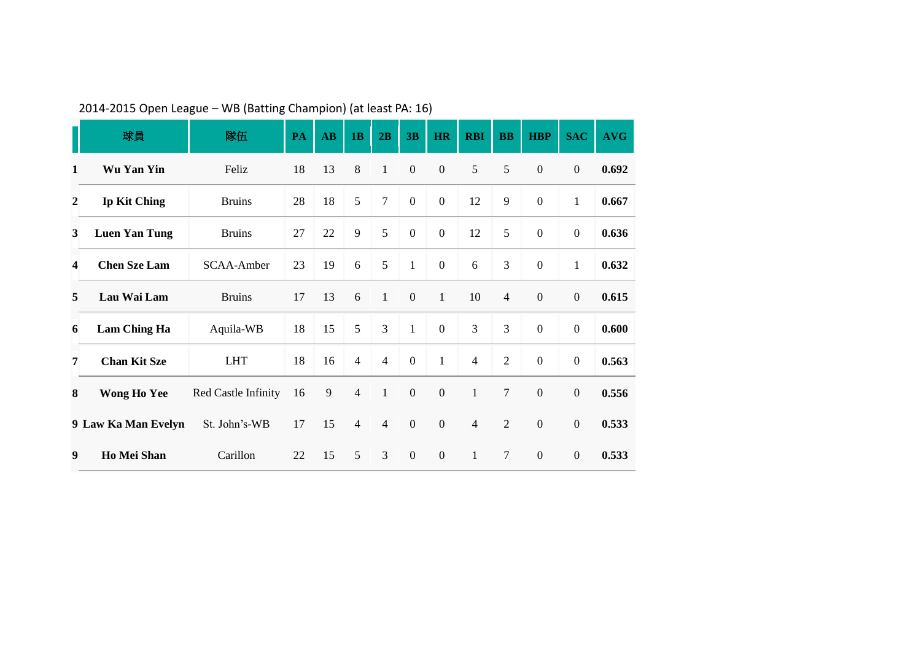2014-2015 Open League – WB (Batting Champion) (at least PA: 16)

| | 球員 | 隊伍 | PA | AB | 1B | 2B | 3B | HR | RBI | BB | HBP | SAC | AVG |
|---|---|---|---|---|---|---|---|---|---|---|---|---|---|
| 1 | **Wu Yan Yin** | Feliz | 18 | 13 | 8 | 1 | 0 | 0 | 5 | 5 | 0 | 0 | **0.692** |
| 2 | **Ip Kit Ching** | Bruins | 28 | 18 | 5 | 7 | 0 | 0 | 12 | 9 | 0 | 1 | **0.667** |
| 3 | **Luen Yan Tung** | Bruins | 27 | 22 | 9 | 5 | 0 | 0 | 12 | 5 | 0 | 0 | **0.636** |
| 4 | **Chen Sze Lam** | SCAA-Amber | 23 | 19 | 6 | 5 | 1 | 0 | 6 | 3 | 0 | 1 | **0.632** |
| 5 | **Lau Wai Lam** | Bruins | 17 | 13 | 6 | 1 | 0 | 1 | 10 | 4 | 0 | 0 | **0.615** |
| 6 | **Lam Ching Ha** | Aquila-WB | 18 | 15 | 5 | 3 | 1 | 0 | 3 | 3 | 0 | 0 | **0.600** |
| 7 | **Chan Kit Sze** | LHT | 18 | 16 | 4 | 4 | 0 | 1 | 4 | 2 | 0 | 0 | **0.563** |
| 8 | **Wong Ho Yee** | Red Castle Infinity | 16 | 9 | 4 | 1 | 0 | 0 | 1 | 7 | 0 | 0 | **0.556** |
| 9 | **Law Ka Man Evelyn** | St. John's-WB | 17 | 15 | 4 | 4 | 0 | 0 | 4 | 2 | 0 | 0 | **0.533** |
| 9 | **Ho Mei Shan** | Carillon | 22 | 15 | 5 | 3 | 0 | 0 | 1 | 7 | 0 | 0 | **0.533** |